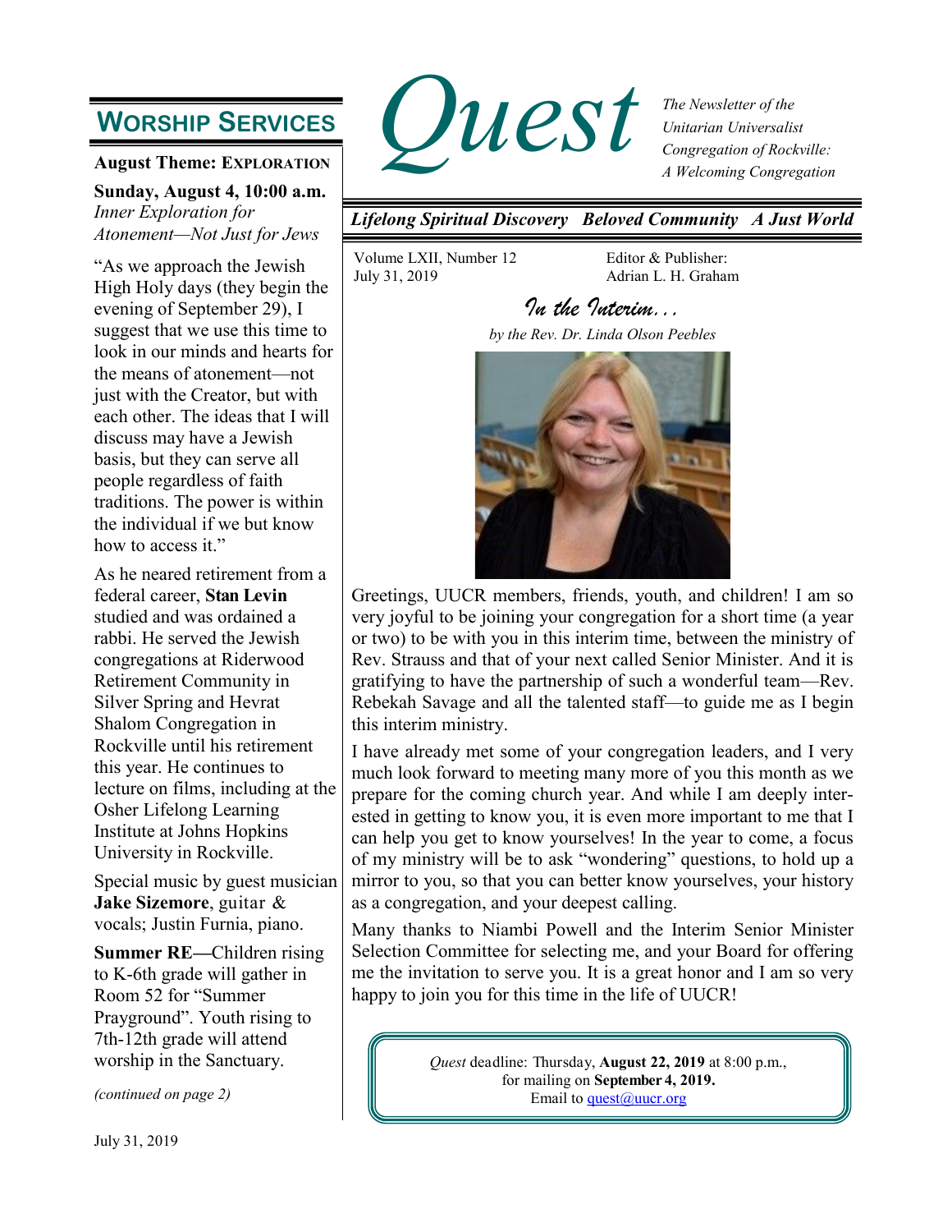# Quest

*The Newsletter of the Unitarian Universalist Congregation of Rockville: A Welcoming Congregation*

***Lifelong Spiritual Discovery   Beloved Community   A Just World***

Volume LXII, Number 12
July 31, 2019

Editor & Publisher:
Adrian L. H. Graham

## In the Interim…

*by the Rev. Dr. Linda Olson Peebles*

Greetings, UUCR members, friends, youth, and children! I am so very joyful to be joining your congregation for a short time (a year or two) to be with you in this interim time, between the ministry of Rev. Strauss and that of your next called Senior Minister. And it is gratifying to have the partnership of such a wonderful team—Rev. Rebekah Savage and all the talented staff—to guide me as I begin this interim ministry.

I have already met some of your congregation leaders, and I very much look forward to meeting many more of you this month as we prepare for the coming church year. And while I am deeply interested in getting to know you, it is even more important to me that I can help you get to know yourselves! In the year to come, a focus of my ministry will be to ask "wondering" questions, to hold up a mirror to you, so that you can better know yourselves, your history as a congregation, and your deepest calling.

Many thanks to Niambi Powell and the Interim Senior Minister Selection Committee for selecting me, and your Board for offering me the invitation to serve you. It is a great honor and I am so very happy to join you for this time in the life of UUCR!

> *Quest* deadline: Thursday, **August 22, 2019** at 8:00 p.m., for mailing on **September 4, 2019.**
> Email to quest@uucr.org

## Worship Services

**August Theme: Exploration**

**Sunday, August 4, 10:00 a.m.**
*Inner Exploration for Atonement—Not Just for Jews*

"As we approach the Jewish High Holy days (they begin the evening of September 29), I suggest that we use this time to look in our minds and hearts for the means of atonement—not just with the Creator, but with each other. The ideas that I will discuss may have a Jewish basis, but they can serve all people regardless of faith traditions. The power is within the individual if we but know how to access it."

As he neared retirement from a federal career, **Stan Levin** studied and was ordained a rabbi. He served the Jewish congregations at Riderwood Retirement Community in Silver Spring and Hevrat Shalom Congregation in Rockville until his retirement this year. He continues to lecture on films, including at the Osher Lifelong Learning Institute at Johns Hopkins University in Rockville.

Special music by guest musician **Jake Sizemore**, guitar & vocals; Justin Furnia, piano.

**Summer RE—**Children rising to K-6th grade will gather in Room 52 for "Summer Prayground". Youth rising to 7th-12th grade will attend worship in the Sanctuary.

*(continued on page 2)*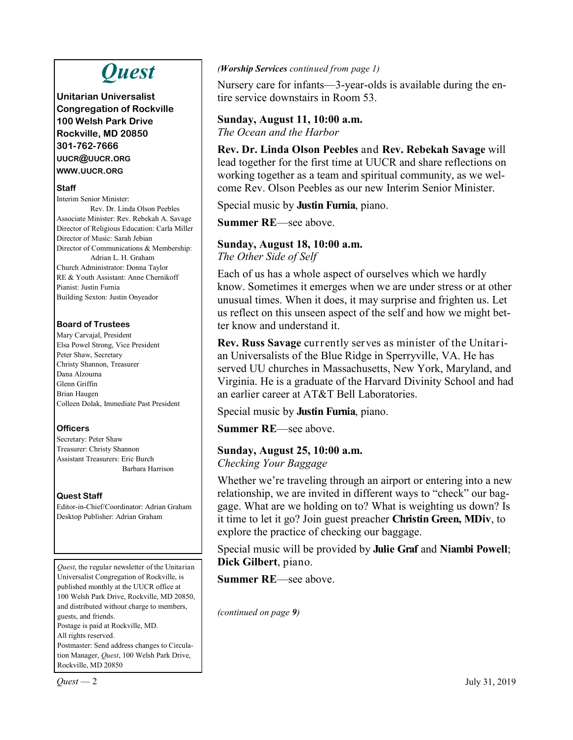# *Quest*

**Unitarian Universalist Congregation of Rockville**
**100 Welsh Park Drive**
**Rockville, MD 20850**
**301-762-7666**
**UUCR@UUCR.ORG**
**WWW.UUCR.ORG**

### Staff

Interim Senior Minister: Rev. Dr. Linda Olson Peebles
Associate Minister: Rev. Rebekah A. Savage
Director of Religious Education: Carla Miller
Director of Music: Sarah Jebian
Director of Communications & Membership: Adrian L. H. Graham
Church Administrator: Donna Taylor
RE & Youth Assistant: Anne Chernikoff
Pianist: Justin Furnia
Building Sexton: Justin Onyeador

### Board of Trustees

Mary Carvajal, President
Elsa Powel Strong, Vice President
Peter Shaw, Secretary
Christy Shannon, Treasurer
Dana Alzouma
Glenn Griffin
Brian Haugen
Colleen Dolak, Immediate Past President

### Officers

Secretary: Peter Shaw
Treasurer: Christy Shannon
Assistant Treasurers: Eric Burch
Barbara Harrison

### Quest Staff

Editor-in-Chief/Coordinator: Adrian Graham
Desktop Publisher: Adrian Graham

*Quest*, the regular newsletter of the Unitarian Universalist Congregation of Rockville, is published monthly at the UUCR office at 100 Welsh Park Drive, Rockville, MD 20850, and distributed without charge to members, guests, and friends.
Postage is paid at Rockville, MD.
All rights reserved.
Postmaster: Send address changes to Circulation Manager, *Quest*, 100 Welsh Park Drive, Rockville, MD 20850

*(**Worship Services** continued from page 1)*

Nursery care for infants—3-year-olds is available during the entire service downstairs in Room 53.

**Sunday, August 11, 10:00 a.m.**
*The Ocean and the Harbor*

**Rev. Dr. Linda Olson Peebles** and **Rev. Rebekah Savage** will lead together for the first time at UUCR and share reflections on working together as a team and spiritual community, as we welcome Rev. Olson Peebles as our new Interim Senior Minister.

Special music by **Justin Furnia**, piano.

**Summer RE**—see above.

**Sunday, August 18, 10:00 a.m.**
*The Other Side of Self*

Each of us has a whole aspect of ourselves which we hardly know. Sometimes it emerges when we are under stress or at other unusual times. When it does, it may surprise and frighten us. Let us reflect on this unseen aspect of the self and how we might better know and understand it.

**Rev. Russ Savage** currently serves as minister of the Unitarian Universalists of the Blue Ridge in Sperryville, VA. He has served UU churches in Massachusetts, New York, Maryland, and Virginia. He is a graduate of the Harvard Divinity School and had an earlier career at AT&T Bell Laboratories.

Special music by **Justin Furnia**, piano.

**Summer RE**—see above.

**Sunday, August 25, 10:00 a.m.**
*Checking Your Baggage*

Whether we're traveling through an airport or entering into a new relationship, we are invited in different ways to "check" our baggage. What are we holding on to? What is weighting us down? Is it time to let it go? Join guest preacher **Christin Green, MDiv**, to explore the practice of checking our baggage.

Special music will be provided by **Julie Graf** and **Niambi Powell**; **Dick Gilbert**, piano.

**Summer RE**—see above.

*(continued on page **9**)*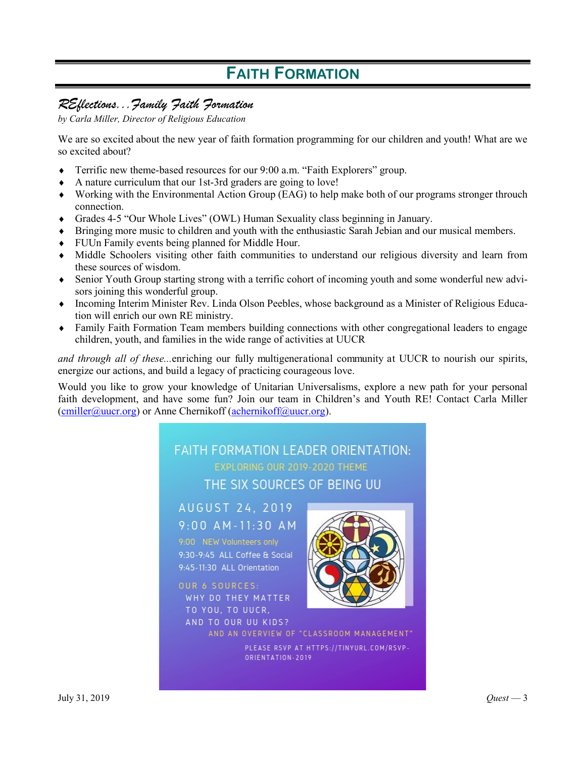# FAITH FORMATION

## *REflections...Family Faith Formation*

*by Carla Miller, Director of Religious Education*

We are so excited about the new year of faith formation programming for our children and youth! What are we so excited about?

- Terrific new theme-based resources for our 9:00 a.m. "Faith Explorers" group.
- A nature curriculum that our 1st-3rd graders are going to love!
- Working with the Environmental Action Group (EAG) to help make both of our programs stronger throuch connection.
- Grades 4-5 "Our Whole Lives" (OWL) Human Sexuality class beginning in January.
- Bringing more music to children and youth with the enthusiastic Sarah Jebian and our musical members.
- FUUn Family events being planned for Middle Hour.
- Middle Schoolers visiting other faith communities to understand our religious diversity and learn from these sources of wisdom.
- Senior Youth Group starting strong with a terrific cohort of incoming youth and some wonderful new advisors joining this wonderful group.
- Incoming Interim Minister Rev. Linda Olson Peebles, whose background as a Minister of Religious Education will enrich our own RE ministry.
- Family Faith Formation Team members building connections with other congregational leaders to engage children, youth, and families in the wide range of activities at UUCR

*and through all of these...*enriching our fully multigenerational community at UUCR to nourish our spirits, energize our actions, and build a legacy of practicing courageous love.

Would you like to grow your knowledge of Unitarian Universalisms, explore a new path for your personal faith development, and have some fun? Join our team in Children's and Youth RE! Contact Carla Miller (cmiller@uucr.org) or Anne Chernikoff (achernikoff@uucr.org).

FAITH FORMATION LEADER ORIENTATION:
EXPLORING OUR 2019-2020 THEME
THE SIX SOURCES OF BEING UU

AUGUST 24, 2019
9:00 AM-11:30 AM

9:00 NEW Volunteers only
9:30-9:45 ALL Coffee & Social
9:45-11:30 ALL Orientation

OUR 6 SOURCES:
WHY DO THEY MATTER TO YOU, TO UUCR, AND TO OUR UU KIDS?
AND AN OVERVIEW OF "CLASSROOM MANAGEMENT"

PLEASE RSVP AT HTTPS://TINYURL.COM/RSVP-ORIENTATION-2019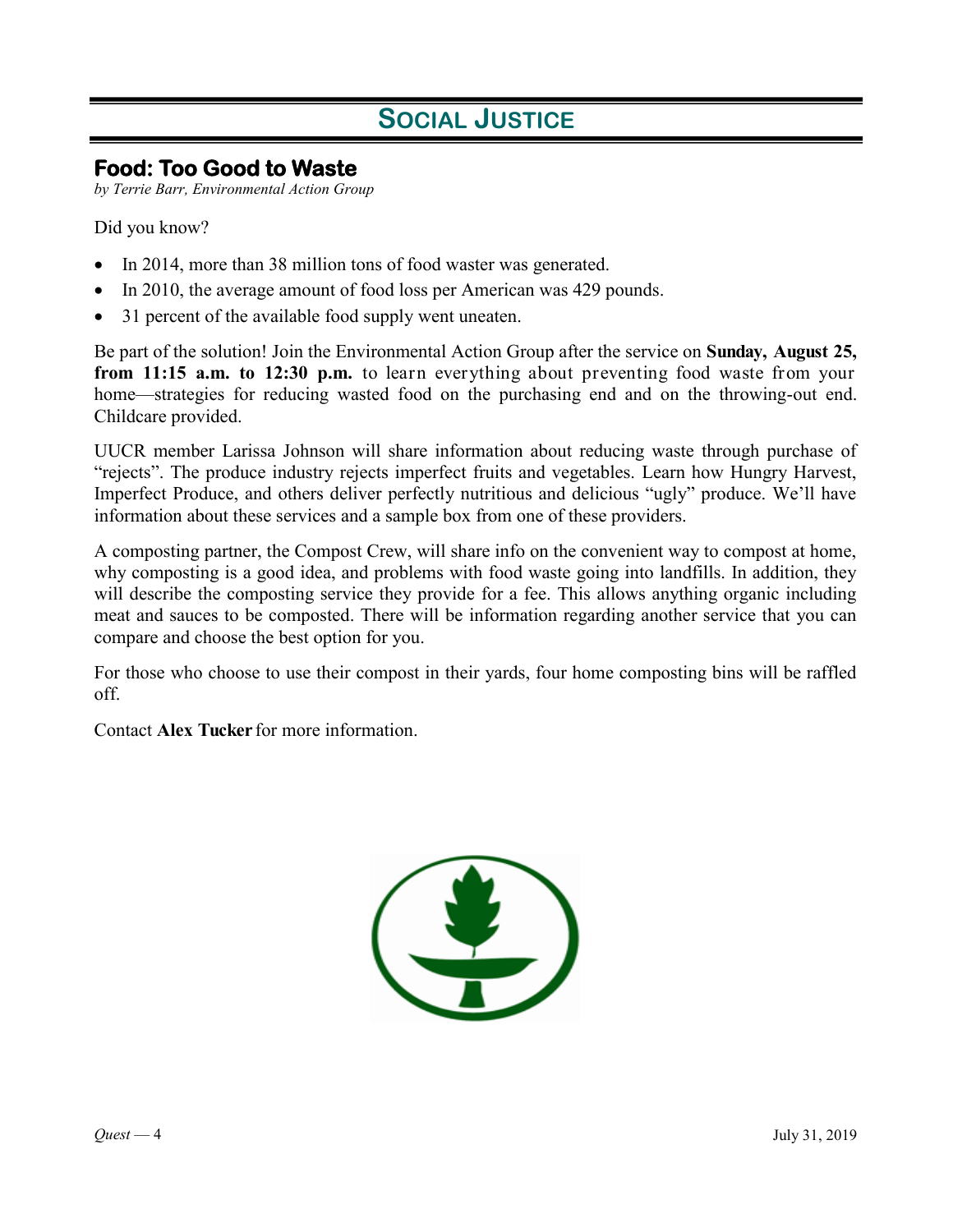# Social Justice

## Food: Too Good to Waste

*by Terrie Barr, Environmental Action Group*

Did you know?

- In 2014, more than 38 million tons of food waster was generated.
- In 2010, the average amount of food loss per American was 429 pounds.
- 31 percent of the available food supply went uneaten.

Be part of the solution! Join the Environmental Action Group after the service on **Sunday, August 25, from 11:15 a.m. to 12:30 p.m.** to learn everything about preventing food waste from your home—strategies for reducing wasted food on the purchasing end and on the throwing-out end. Childcare provided.

UUCR member Larissa Johnson will share information about reducing waste through purchase of "rejects". The produce industry rejects imperfect fruits and vegetables. Learn how Hungry Harvest, Imperfect Produce, and others deliver perfectly nutritious and delicious "ugly" produce. We'll have information about these services and a sample box from one of these providers.

A composting partner, the Compost Crew, will share info on the convenient way to compost at home, why composting is a good idea, and problems with food waste going into landfills. In addition, they will describe the composting service they provide for a fee. This allows anything organic including meat and sauces to be composted. There will be information regarding another service that you can compare and choose the best option for you.

For those who choose to use their compost in their yards, four home composting bins will be raffled off.

Contact **Alex Tucker** for more information.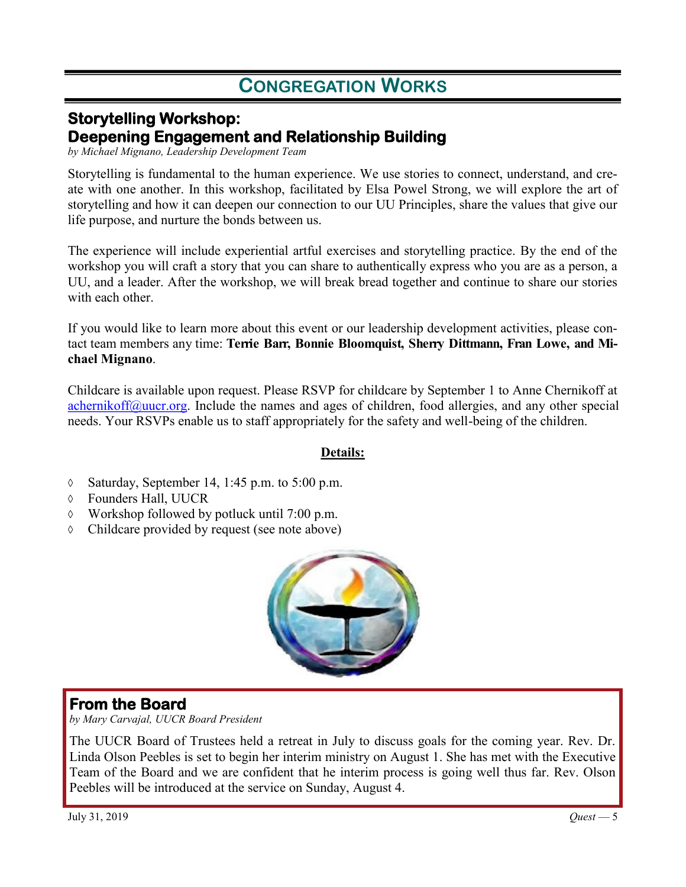# Congregation Works

## Storytelling Workshop: Deepening Engagement and Relationship Building

*by Michael Mignano, Leadership Development Team*

Storytelling is fundamental to the human experience. We use stories to connect, understand, and create with one another. In this workshop, facilitated by Elsa Powel Strong, we will explore the art of storytelling and how it can deepen our connection to our UU Principles, share the values that give our life purpose, and nurture the bonds between us.

The experience will include experiential artful exercises and storytelling practice. By the end of the workshop you will craft a story that you can share to authentically express who you are as a person, a UU, and a leader. After the workshop, we will break bread together and continue to share our stories with each other.

If you would like to learn more about this event or our leadership development activities, please contact team members any time: **Terrie Barr, Bonnie Bloomquist, Sherry Dittmann, Fran Lowe, and Michael Mignano**.

Childcare is available upon request. Please RSVP for childcare by September 1 to Anne Chernikoff at achernikoff@uucr.org. Include the names and ages of children, food allergies, and any other special needs. Your RSVPs enable us to staff appropriately for the safety and well-being of the children.

**Details:**

- Saturday, September 14, 1:45 p.m. to 5:00 p.m.
- Founders Hall, UUCR
- Workshop followed by potluck until 7:00 p.m.
- Childcare provided by request (see note above)

## From the Board

*by Mary Carvajal, UUCR Board President*

The UUCR Board of Trustees held a retreat in July to discuss goals for the coming year. Rev. Dr. Linda Olson Peebles is set to begin her interim ministry on August 1. She has met with the Executive Team of the Board and we are confident that he interim process is going well thus far. Rev. Olson Peebles will be introduced at the service on Sunday, August 4.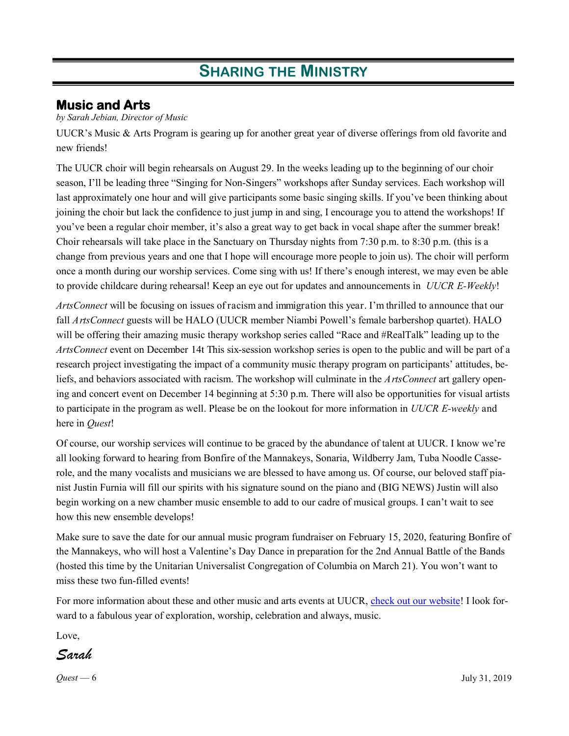# SHARING THE MINISTRY

## Music and Arts

*by Sarah Jebian, Director of Music*

UUCR's Music & Arts Program is gearing up for another great year of diverse offerings from old favorite and new friends!

The UUCR choir will begin rehearsals on August 29. In the weeks leading up to the beginning of our choir season, I'll be leading three "Singing for Non-Singers" workshops after Sunday services. Each workshop will last approximately one hour and will give participants some basic singing skills. If you've been thinking about joining the choir but lack the confidence to just jump in and sing, I encourage you to attend the workshops! If you've been a regular choir member, it's also a great way to get back in vocal shape after the summer break! Choir rehearsals will take place in the Sanctuary on Thursday nights from 7:30 p.m. to 8:30 p.m. (this is a change from previous years and one that I hope will encourage more people to join us). The choir will perform once a month during our worship services. Come sing with us! If there's enough interest, we may even be able to provide childcare during rehearsal! Keep an eye out for updates and announcements in *UUCR E-Weekly*!

*ArtsConnect* will be focusing on issues of racism and immigration this year. I'm thrilled to announce that our fall *ArtsConnect* guests will be HALO (UUCR member Niambi Powell's female barbershop quartet). HALO will be offering their amazing music therapy workshop series called "Race and #RealTalk" leading up to the *ArtsConnect* event on December 14t This six-session workshop series is open to the public and will be part of a research project investigating the impact of a community music therapy program on participants' attitudes, beliefs, and behaviors associated with racism. The workshop will culminate in the *ArtsConnect* art gallery opening and concert event on December 14 beginning at 5:30 p.m. There will also be opportunities for visual artists to participate in the program as well. Please be on the lookout for more information in *UUCR E-weekly* and here in *Quest*!

Of course, our worship services will continue to be graced by the abundance of talent at UUCR. I know we're all looking forward to hearing from Bonfire of the Mannakeys, Sonaria, Wildberry Jam, Tuba Noodle Casserole, and the many vocalists and musicians we are blessed to have among us. Of course, our beloved staff pianist Justin Furnia will fill our spirits with his signature sound on the piano and (BIG NEWS) Justin will also begin working on a new chamber music ensemble to add to our cadre of musical groups. I can't wait to see how this new ensemble develops!

Make sure to save the date for our annual music program fundraiser on February 15, 2020, featuring Bonfire of the Mannakeys, who will host a Valentine's Day Dance in preparation for the 2nd Annual Battle of the Bands (hosted this time by the Unitarian Universalist Congregation of Columbia on March 21). You won't want to miss these two fun-filled events!

For more information about these and other music and arts events at UUCR, check out our website! I look forward to a fabulous year of exploration, worship, celebration and always, music.

Love,

*Sarah*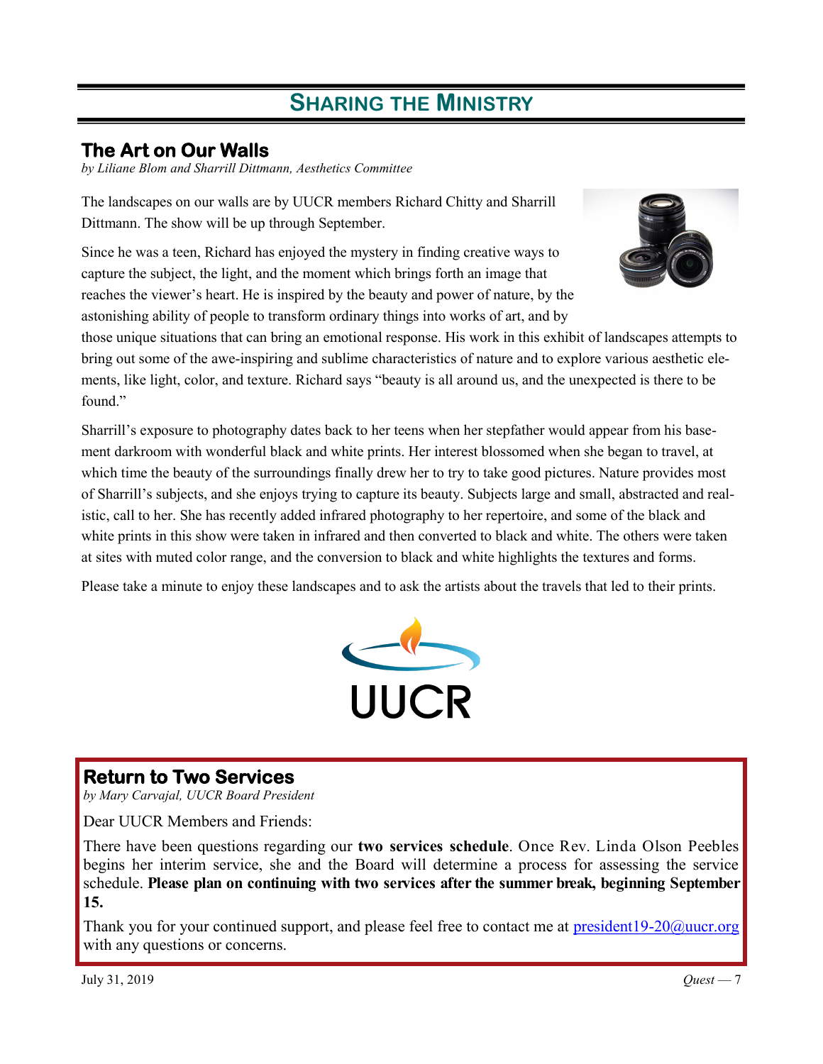# SHARING THE MINISTRY

## The Art on Our Walls

*by Liliane Blom and Sharrill Dittmann, Aesthetics Committee*

The landscapes on our walls are by UUCR members Richard Chitty and Sharrill Dittmann. The show will be up through September.

Since he was a teen, Richard has enjoyed the mystery in finding creative ways to capture the subject, the light, and the moment which brings forth an image that reaches the viewer's heart. He is inspired by the beauty and power of nature, by the astonishing ability of people to transform ordinary things into works of art, and by those unique situations that can bring an emotional response. His work in this exhibit of landscapes attempts to bring out some of the awe-inspiring and sublime characteristics of nature and to explore various aesthetic elements, like light, color, and texture. Richard says "beauty is all around us, and the unexpected is there to be found."

Sharrill's exposure to photography dates back to her teens when her stepfather would appear from his basement darkroom with wonderful black and white prints. Her interest blossomed when she began to travel, at which time the beauty of the surroundings finally drew her to try to take good pictures. Nature provides most of Sharrill's subjects, and she enjoys trying to capture its beauty. Subjects large and small, abstracted and realistic, call to her. She has recently added infrared photography to her repertoire, and some of the black and white prints in this show were taken in infrared and then converted to black and white. The others were taken at sites with muted color range, and the conversion to black and white highlights the textures and forms.

Please take a minute to enjoy these landscapes and to ask the artists about the travels that led to their prints.

UUCR

## Return to Two Services

*by Mary Carvajal, UUCR Board President*

Dear UUCR Members and Friends:

There have been questions regarding our **two services schedule**. Once Rev. Linda Olson Peebles begins her interim service, she and the Board will determine a process for assessing the service schedule. **Please plan on continuing with two services after the summer break, beginning September 15.**

Thank you for your continued support, and please feel free to contact me at president19-20@uucr.org with any questions or concerns.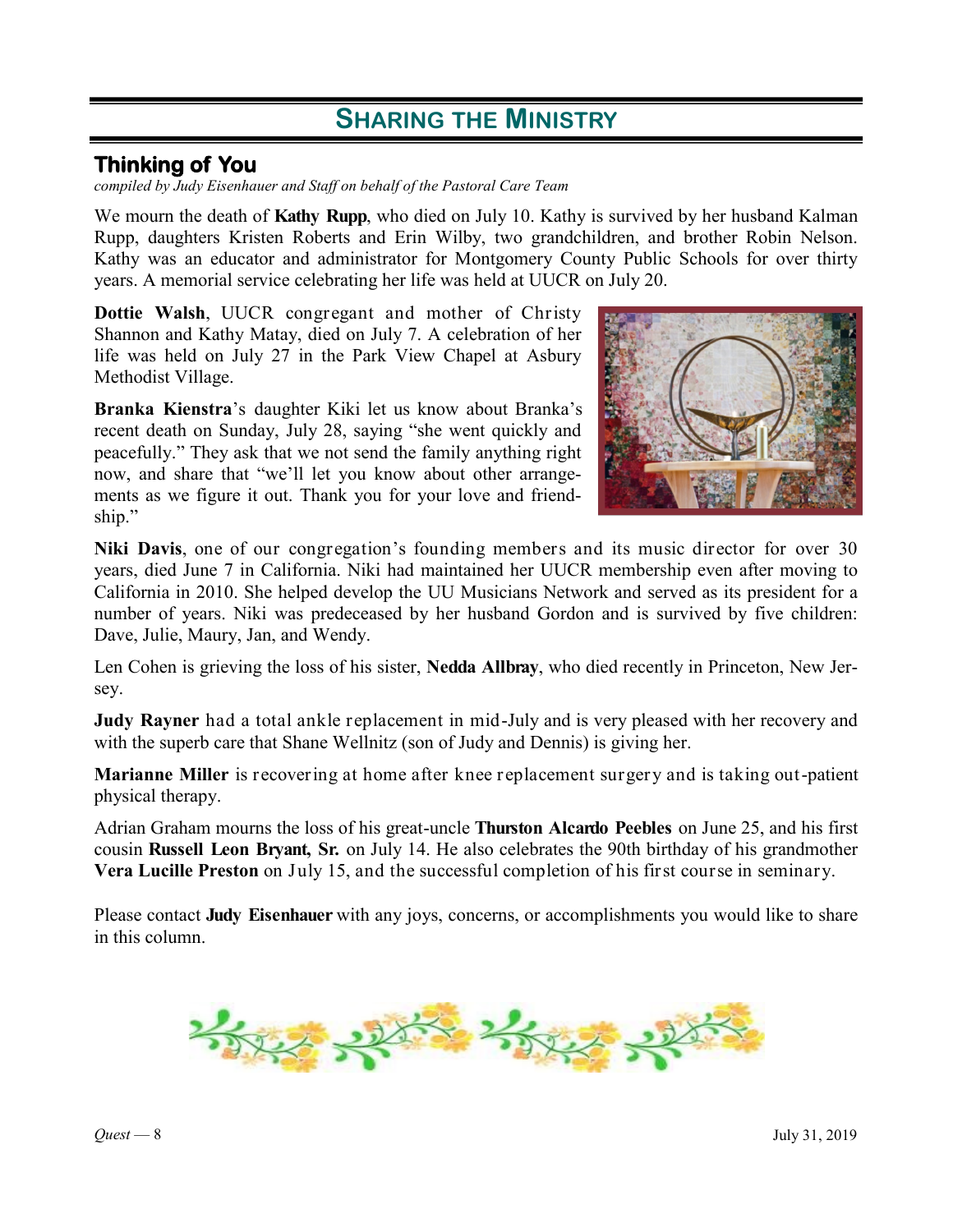# SHARING THE MINISTRY

## Thinking of You

*compiled by Judy Eisenhauer and Staff on behalf of the Pastoral Care Team*

We mourn the death of **Kathy Rupp**, who died on July 10. Kathy is survived by her husband Kalman Rupp, daughters Kristen Roberts and Erin Wilby, two grandchildren, and brother Robin Nelson. Kathy was an educator and administrator for Montgomery County Public Schools for over thirty years. A memorial service celebrating her life was held at UUCR on July 20.

**Dottie Walsh**, UUCR congregant and mother of Christy Shannon and Kathy Matay, died on July 7. A celebration of her life was held on July 27 in the Park View Chapel at Asbury Methodist Village.

**Branka Kienstra**'s daughter Kiki let us know about Branka's recent death on Sunday, July 28, saying "she went quickly and peacefully." They ask that we not send the family anything right now, and share that "we'll let you know about other arrangements as we figure it out. Thank you for your love and friendship."

**Niki Davis**, one of our congregation's founding members and its music director for over 30 years, died June 7 in California. Niki had maintained her UUCR membership even after moving to California in 2010. She helped develop the UU Musicians Network and served as its president for a number of years. Niki was predeceased by her husband Gordon and is survived by five children: Dave, Julie, Maury, Jan, and Wendy.

Len Cohen is grieving the loss of his sister, **Nedda Allbray**, who died recently in Princeton, New Jersey.

**Judy Rayner** had a total ankle replacement in mid-July and is very pleased with her recovery and with the superb care that Shane Wellnitz (son of Judy and Dennis) is giving her.

**Marianne Miller** is recovering at home after knee replacement surgery and is taking out-patient physical therapy.

Adrian Graham mourns the loss of his great-uncle **Thurston Alcardo Peebles** on June 25, and his first cousin **Russell Leon Bryant, Sr.** on July 14. He also celebrates the 90th birthday of his grandmother **Vera Lucille Preston** on July 15, and the successful completion of his first course in seminary.

Please contact **Judy Eisenhauer** with any joys, concerns, or accomplishments you would like to share in this column.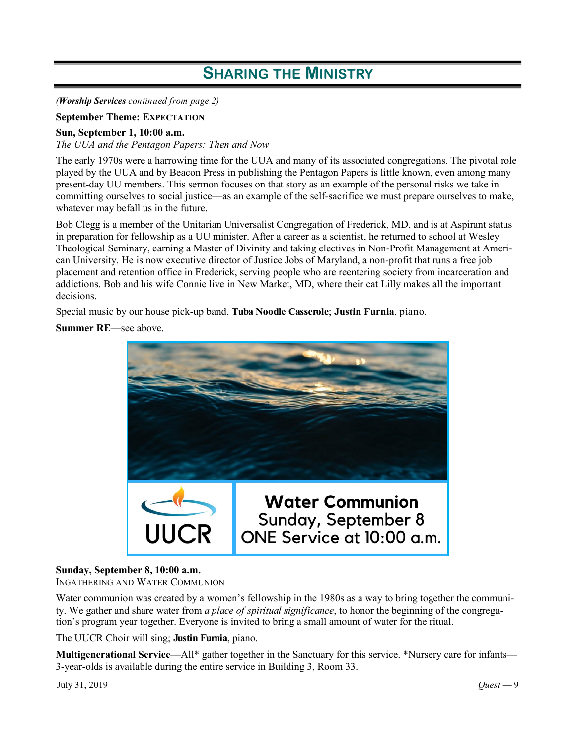## Sharing the Ministry

*(**Worship Services** continued from page 2)*

**September Theme: Expectation**

**Sun, September 1, 10:00 a.m.**
*The UUA and the Pentagon Papers: Then and Now*

The early 1970s were a harrowing time for the UUA and many of its associated congregations. The pivotal role played by the UUA and by Beacon Press in publishing the Pentagon Papers is little known, even among many present-day UU members. This sermon focuses on that story as an example of the personal risks we take in committing ourselves to social justice—as an example of the self-sacrifice we must prepare ourselves to make, whatever may befall us in the future.

Bob Clegg is a member of the Unitarian Universalist Congregation of Frederick, MD, and is at Aspirant status in preparation for fellowship as a UU minister. After a career as a scientist, he returned to school at Wesley Theological Seminary, earning a Master of Divinity and taking electives in Non-Profit Management at American University. He is now executive director of Justice Jobs of Maryland, a non-profit that runs a free job placement and retention office in Frederick, serving people who are reentering society from incarceration and addictions. Bob and his wife Connie live in New Market, MD, where their cat Lilly makes all the important decisions.

Special music by our house pick-up band, **Tuba Noodle Casserole**; **Justin Furnia**, piano.

**Summer RE**—see above.

UUCR

**Water Communion**
Sunday, September 8
ONE Service at 10:00 a.m.

**Sunday, September 8, 10:00 a.m.**
Ingathering and Water Communion

Water communion was created by a women's fellowship in the 1980s as a way to bring together the community. We gather and share water from *a place of spiritual significance*, to honor the beginning of the congregation's program year together. Everyone is invited to bring a small amount of water for the ritual.

The UUCR Choir will sing; **Justin Furnia**, piano.

**Multigenerational Service**—All* gather together in the Sanctuary for this service. *Nursery care for infants—3-year-olds is available during the entire service in Building 3, Room 33.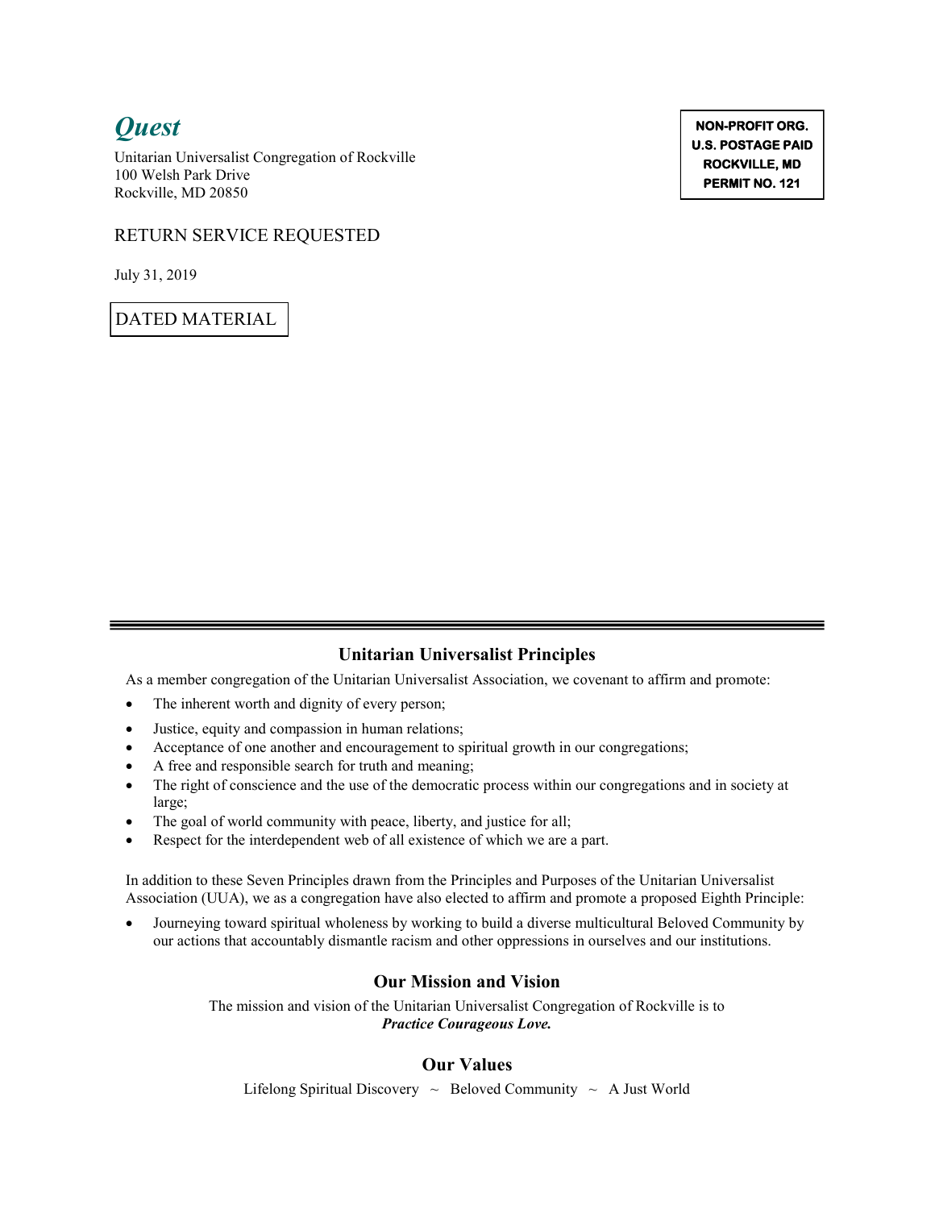# *Quest*

Unitarian Universalist Congregation of Rockville
100 Welsh Park Drive
Rockville, MD 20850

**NON-PROFIT ORG.**
**U.S. POSTAGE PAID**
**ROCKVILLE, MD**
**PERMIT NO. 121**

RETURN SERVICE REQUESTED

July 31, 2019

DATED MATERIAL

---

## Unitarian Universalist Principles

As a member congregation of the Unitarian Universalist Association, we covenant to affirm and promote:

- The inherent worth and dignity of every person;
- Justice, equity and compassion in human relations;
- Acceptance of one another and encouragement to spiritual growth in our congregations;
- A free and responsible search for truth and meaning;
- The right of conscience and the use of the democratic process within our congregations and in society at large;
- The goal of world community with peace, liberty, and justice for all;
- Respect for the interdependent web of all existence of which we are a part.

In addition to these Seven Principles drawn from the Principles and Purposes of the Unitarian Universalist Association (UUA), we as a congregation have also elected to affirm and promote a proposed Eighth Principle:

- Journeying toward spiritual wholeness by working to build a diverse multicultural Beloved Community by our actions that accountably dismantle racism and other oppressions in ourselves and our institutions.

## Our Mission and Vision

The mission and vision of the Unitarian Universalist Congregation of Rockville is to
***Practice Courageous Love.***

## Our Values

Lifelong Spiritual Discovery ~ Beloved Community ~ A Just World